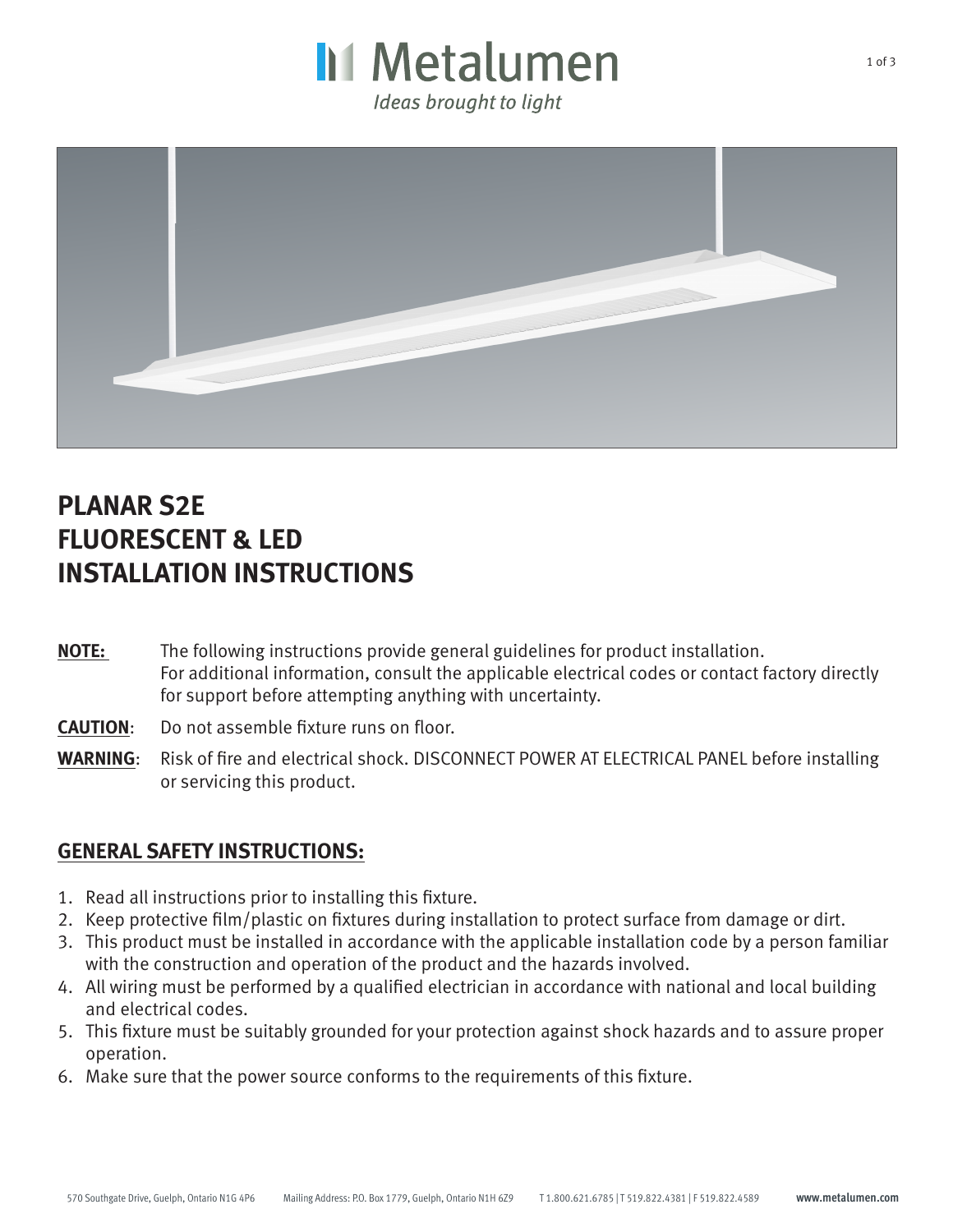# Metalumen

*Ideas brought to light*

# PLANAR S2E FLUORESCENT & LED INSTALLATION INSTRUCTIONS

**NOTE:** The following instructions provide general guidelines for product installation. For additional information, consult the applicable electrical codes or contact factory directly for support before attempting anything with uncertainty.

**CAUTION**: Do not assemble fixture runs on floor.

**WARNING**: Risk of fire and electrical shock. DISCONNECT POWER AT ELECTRICAL PANEL before installing or servicing this product.

## GENERAL SAFETY INSTRUCTIONS:

1. Read all instructions prior to installing this fixture.
2. Keep protective film/plastic on fixtures during installation to protect surface from damage or dirt.
3. This product must be installed in accordance with the applicable installation code by a person familiar with the construction and operation of the product and the hazards involved.
4. All wiring must be performed by a qualified electrician in accordance with national and local building and electrical codes.
5. This fixture must be suitably grounded for your protection against shock hazards and to assure proper operation.
6. Make sure that the power source conforms to the requirements of this fixture.

570 Southgate Drive, Guelph, Ontario N1G 4P6 Mailing Address: P.O. Box 1779, Guelph, Ontario N1H 6Z9 T 1.800.621.6785 | T 519.822.4381 | F 519.822.4589 **www.metalumen.com**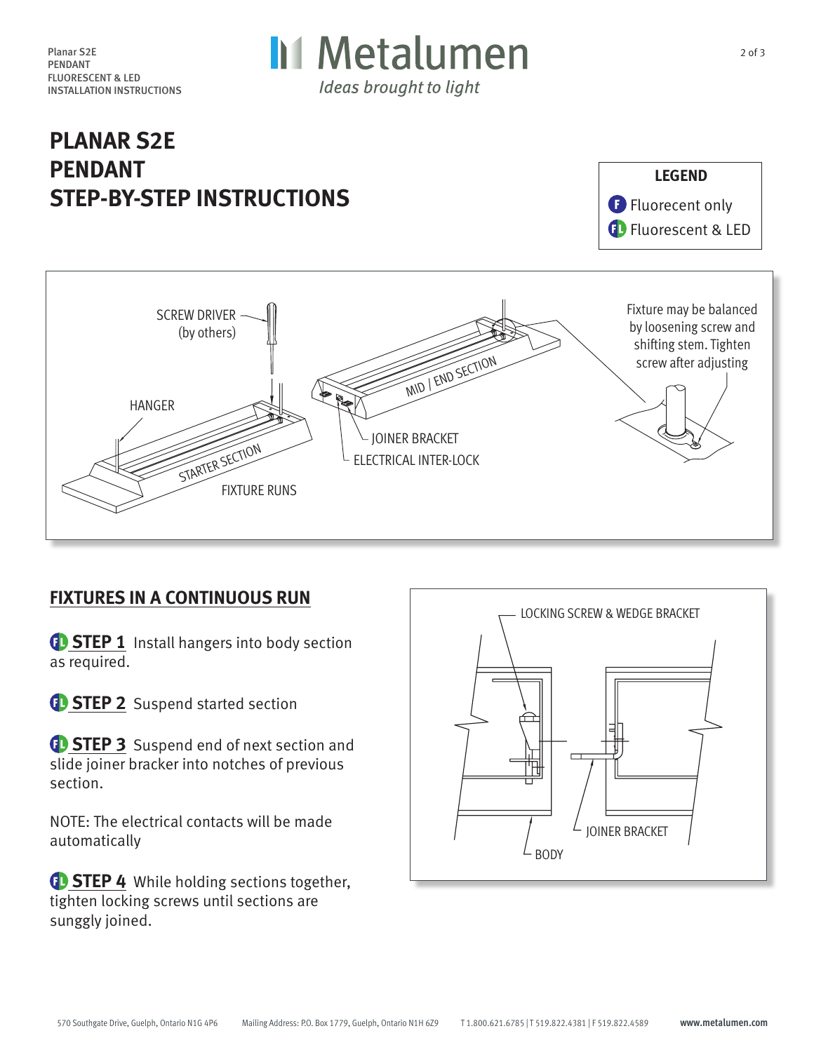# PLANAR S2E PENDANT STEP-BY-STEP INSTRUCTIONS

| LEGEND |
|---|
| F Fluorecent only |
| FL Fluorescent & LED |

SCREW DRIVER (by others)

HANGER

STARTER SECTION

FIXTURE RUNS

MID / END SECTION

JOINER BRACKET

ELECTRICAL INTER-LOCK

Fixture may be balanced by loosening screw and shifting stem. Tighten screw after adjusting

## FIXTURES IN A CONTINUOUS RUN

FL **STEP 1** Install hangers into body section as required.

FL **STEP 2** Suspend started section

FL **STEP 3** Suspend end of next section and slide joiner bracker into notches of previous section.

NOTE: The electrical contacts will be made automatically

FL **STEP 4** While holding sections together, tighten locking screws until sections are sunggly joined.

LOCKING SCREW & WEDGE BRACKET

JOINER BRACKET

BODY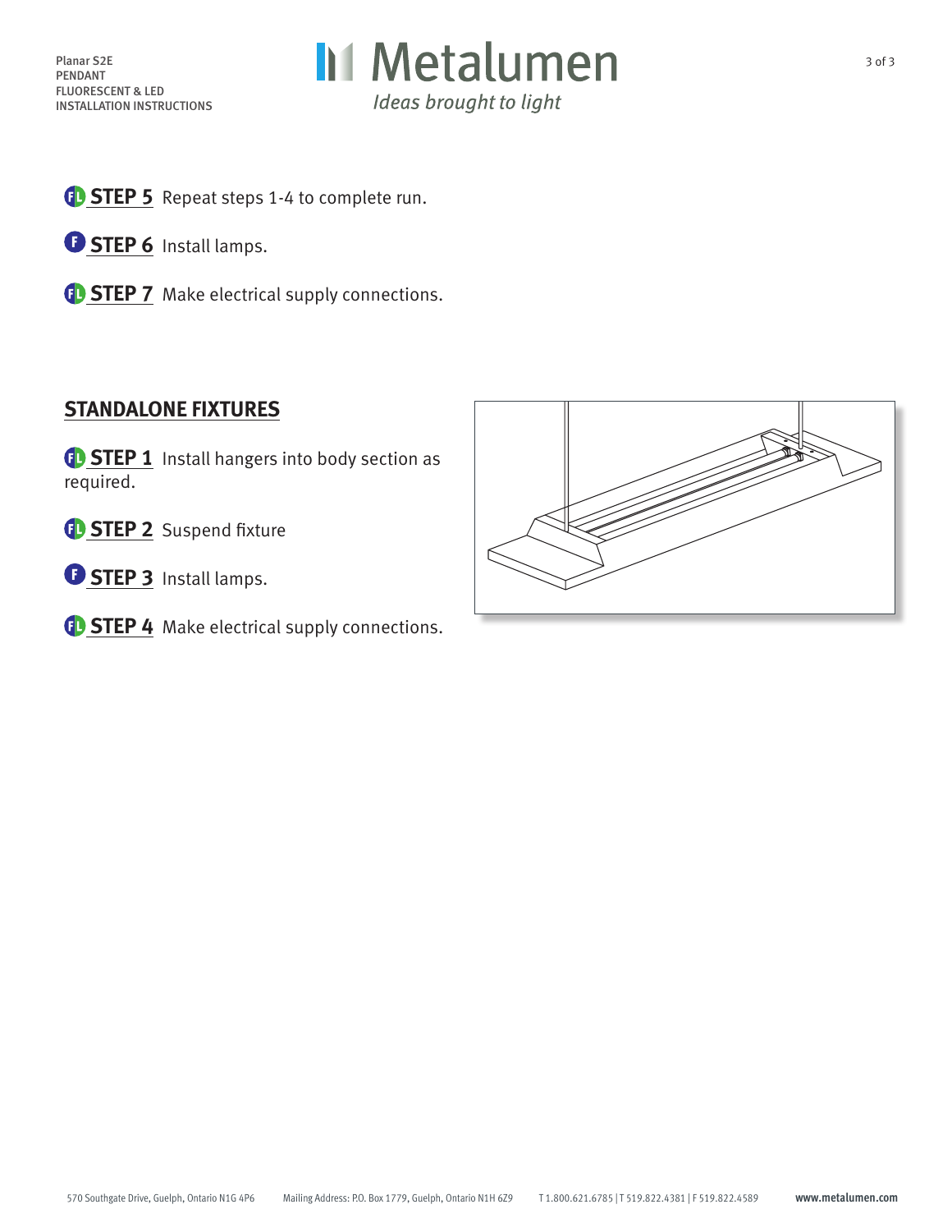**STEP 5** Repeat steps 1-4 to complete run.

**STEP 6** Install lamps.

**STEP 7** Make electrical supply connections.

## STANDALONE FIXTURES

**STEP 1** Install hangers into body section as required.

**STEP 2** Suspend fixture

**STEP 3** Install lamps.

**STEP 4** Make electrical supply connections.